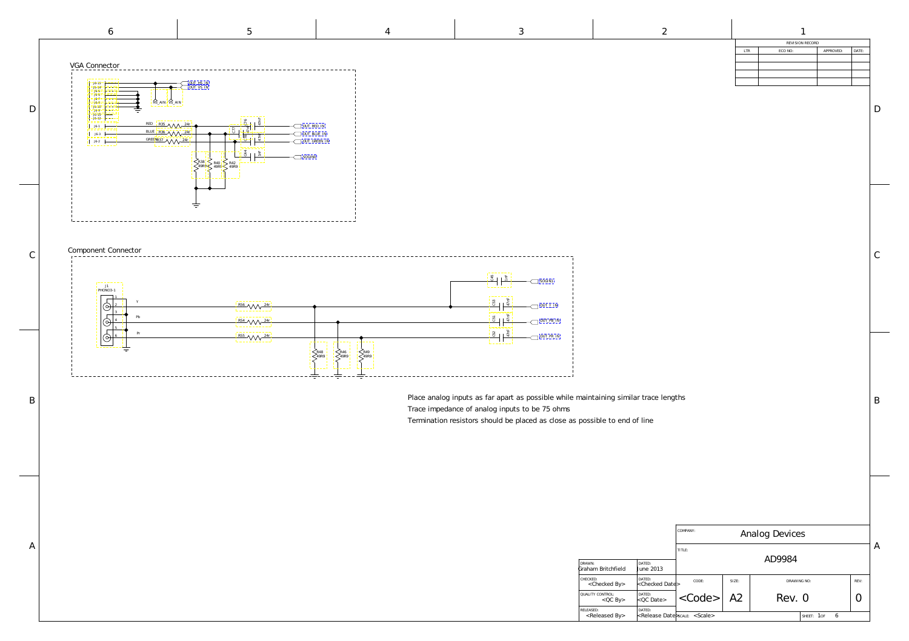## VGA Connector

J6-12, J6-14, J6-5, J6-6, J6-7, J6-8, J6-10, J6-11, J6-15, J6-13, J6-9, J6-1, J6-3, J6-2

DUT_HS_IN
DUT_VS_IN
HS_AIN
VS_AIN

RED R35 24r
BLUE R36 24r
GREEN R37 24r

R38 49R9, R40 49R9, R42 49R9

C76 47nF, C77 47nF, C78 47nF, C44 1nF

DUT_RED_IN
DUT_BLUE_IN
DUT_GREEN_IN
SOGIN

## Component Connector

J1 PHONO3-1

Y R56 24r
Pb R54 24r
Pr R55 24r

R48 49R9, R46 49R9, R49 49R9

C45 1nF, C53 47nF, C51 47nF, C52 47nF

SOGIN1
DUT_Y_IN
DUT_PB_IN
DUT_PR_IN

Place analog inputs as far apart as possible while maintaining similar trace lengths

Trace impedance of analog inputs to be 75 ohms

Termination resistors should be placed as close as possible to end of line

| REVISION RECORD | | | |
|---|---|---|---|
| LTR | ECO NO: | APPROVED: | DATE: |

| | |
|---|---|
| DRAWN: Graham Britchfield | DATED: June 2013 |
| CHECKED: <Checked By> | DATED: <Checked Date> |
| QUALITY CONTROL: <QC By> | DATED: <QC Date> |
| RELEASED: <Released By> | DATED: <Release Date> |

COMPANY: Analog Devices

TITLE: AD9984

| CODE: | SIZE: | DRAWING NO: | REV: |
|---|---|---|---|
| <Code> | A2 | Rev. 0 | 0 |

SCALE: <Scale> SHEET: 1 OF 6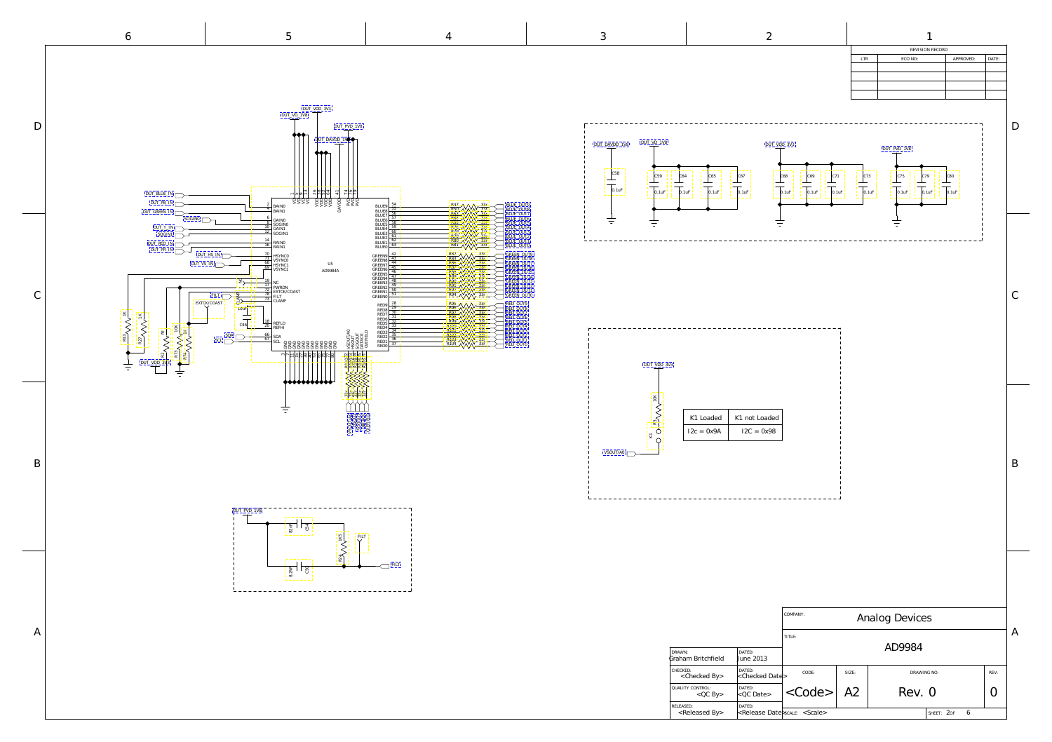| REVISION RECORD | | | |
|---|---|---|---|
| LTR | ECO NO: | APPROVED: | DATE: |
| | | | |
| | | | |
| | | | |
| | | | |

| K1 Loaded | K1 not Loaded |
|---|---|
| I2c = 0x9A | I2C = 0x98 |

| | |
|---|---|
| COMPANY: | Analog Devices |
| TITLE: | AD9984 |

| | | | | | |
|---|---|---|---|---|---|
| DRAWN: Graham Britchfield | DATED: June 2013 | | | | |
| CHECKED: <Checked By> | DATED: <Checked Date> | CODE: | SIZE: | DRAWING NO: | REV: |
| QUALITY CONTROL: <QC By> | DATED: <QC Date> | <Code> | A2 | Rev. 0 | 0 |
| RELEASED: <Released By> | DATED: <Release Date> | SCALE: <Scale> | | SHEET: 2 OF 6 | |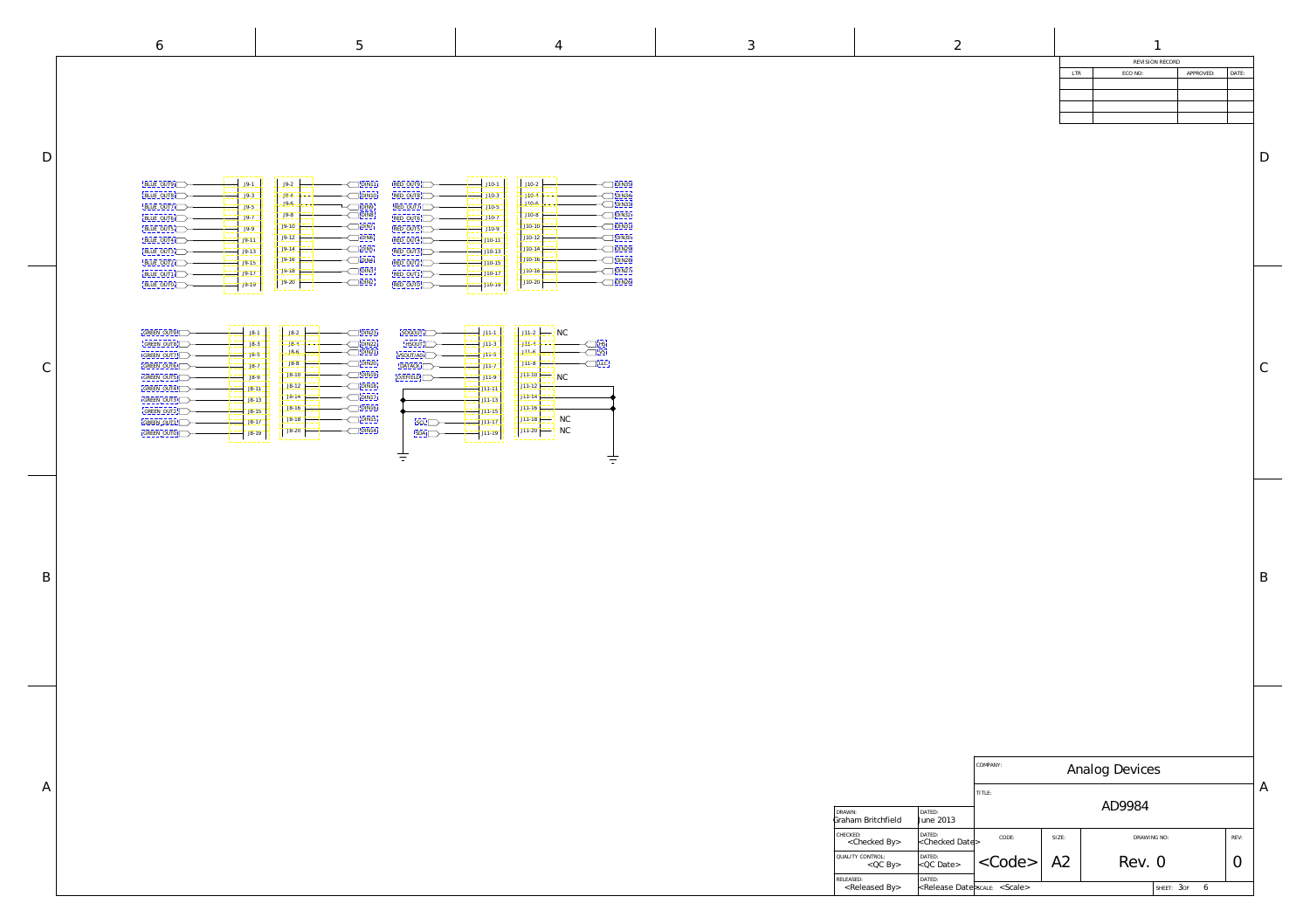| REVISION RECORD | | | |
| --- | --- | --- | --- |
| LTR | ECO NO: | APPROVED: | DATE: |
| | | | |
| | | | |
| | | | |
| | | | |

BLUE_OUT0 J9-1 J9-2
BLUE_OUT1 J9-3 J9-4
BLUE_OUT2 J9-5 J9-6
BLUE_OUT3 J9-7 J9-8
BLUE_OUT4 J9-9 J9-10
BLUE_OUT5 J9-11 J9-12
BLUE_OUT6 J9-13 J9-14
BLUE_OUT7 J9-15 J9-16
BLUE_OUT8 J9-17 J9-18
BLUE_OUT9 J9-19 J9-20

RED_OUT0 J10-1 J10-2
RED_OUT1 J10-3 J10-4
RED_OUT2 J10-5 J10-6
RED_OUT3 J10-7 J10-8
RED_OUT4 J10-9 J10-10
RED_OUT5 J10-11 J10-12
RED_OUT6 J10-13 J10-14
RED_OUT7 J10-15 J10-16
RED_OUT8 J10-17 J10-18
RED_OUT9 J10-19 J10-20

GREEN_OUT0 J8-1 J8-2
GREEN_OUT1 J8-3 J8-4
GREEN_OUT2 J8-5 J8-6
GREEN_OUT3 J8-7 J8-8
GREEN_OUT4 J8-9 J8-10
GREEN_OUT5 J8-11 J8-12
GREEN_OUT6 J8-13 J8-14
GREEN_OUT7 J8-15 J8-16
GREEN_OUT8 J8-17 J8-18
GREEN_OUT9 J8-19 J8-20

J11-1 J11-2 NC
J11-3 J11-4
J11-5 J11-6
J11-7 J11-8
J11-9 J11-10 NC
J11-11 J11-12
J11-13 J11-14
J11-15 J11-16
J11-17 J11-18 NC
J11-19 J11-20 NC

| | |
| --- | --- |
| COMPANY: | Analog Devices |
| TITLE: | AD9984 |
| DRAWN: Graham Britchfield | DATED: June 2013 |
| CHECKED: <Checked By> | DATED: <Checked Date> |
| QUALITY CONTROL: <QC By> | DATED: <QC Date> |
| RELEASED: <Released By> | DATED: <Release Date> |
| CODE: <Code> | SIZE: A2 |
| DRAWING NO: Rev. 0 | REV: 0 |
| SCALE: <Scale> | SHEET: 3 OF 6 |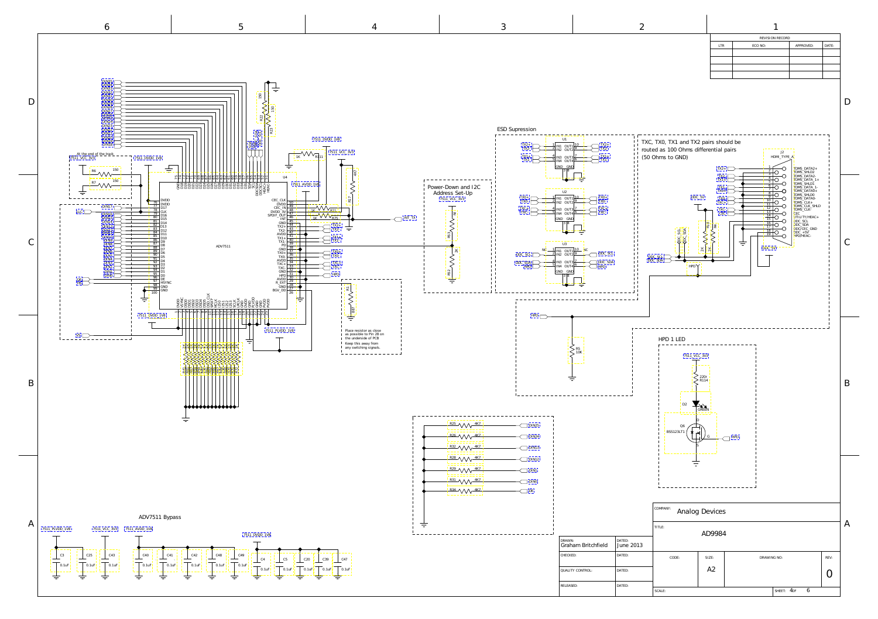# ADV7511 HDMI Transmitter Schematic

## ADV7511 (U4)

At the end of the track

- R6 150
- R7 150
- R22 150
- R23 150
- R11 1K
- R17 4K7
- R71 1K
- R75 1K
- R1 887

Place resistor as close as possible to Pin 28 on the underside of PCB

Keep this away from any switching signals.

## Power-Down and I2C Address Set-Up

- R53 NI
- R52 2K

## ESD Supression

U1, U2, U3

TXC, TX0, TX1 and TX2 pairs should be routed as 100 Ohms differential pairs (50 Ohms to GND)

## J2 HDMI_TYPE_A

| Pin | Signal |
|---|---|
| 1 | TDMS DATA2+ |
| 2 | TDMS SHLD2 |
| 3 | TDMS DATA2- |
| 4 | TDMS DATA 1+ |
| 5 | TDMS SHLD1 |
| 6 | TDMS DATA 1- |
| 7 | TDMS DATA0+ |
| 8 | TDMS SHLD0 |
| 9 | TDMS DATA0- |
| 10 | TDMS CLK+ |
| 11 | TDMS CLK SHLD |
| 12 | TDMS CLK- |
| 13 | CEC |
| 14 | UTILITY/HEAC+ |
| 15 | DDC SCL |
| 16 | DDC SDA |
| 17 | DDC/CEC GND |
| 18 | DDC +5V |
| 19 | HPD/HEAC- |

- R5 10K

## HPD 1 LED

- R114 220r
- D2 GREEN
- Q6 BSS123LT1

## Pull-up resistors

- R25 4K7
- R26 4K7
- R32 4K7
- R28 4K7
- R29 4K7
- R31 4K7
- R34 4K7

## ADV7511 Bypass

C3, C25, C43, C40, C41, C42, C48, C49, C4, C5, C20, C39, C47 — 0.1uF

| | | | |
|---|---|---|---|
| COMPANY: | Analog Devices | | |
| TITLE: | AD9984 | | |
| DRAWN: | Graham Britchfield | DATED: | June 2013 |
| CHECKED: | | DATED: | |
| QUALITY CONTROL: | | DATED: | |
| RELEASED: | | DATED: | |
| CODE: | SIZE: A2 | DRAWING NO: | REV: 0 |
| SCALE: | | SHEET: 4 OF 6 | |

## Revision Record

| LTR | ECO NO: | APPROVED: | DATE: |
|---|---|---|---|
| | | | |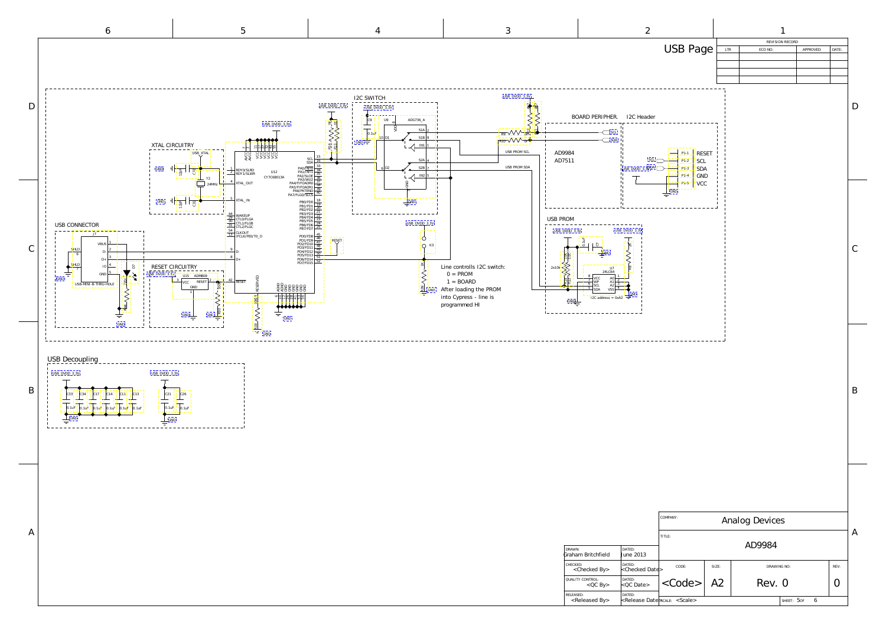# USB Page

| REVISION RECORD | | | |
|---|---|---|---|
| LTR | ECO NO: | APPROVED: | DATE: |
| | | | |
| | | | |
| | | | |
| | | | |

## I2C SWITCH

U9 ADG736_A

## XTAL CIRCUITRY

USB_XTAL

Y2 24MHz

U12 CY7C68013A

## USB CONNECTOR

J7 USB-MINI-B-THRU-HOLE

## RESET CIRCUITRY

U15 ADM809

BOARD PERIPHER.

AD9984
AD7511

USB PROM SCL

USB PROM SDA

## I2C Header

| Pin | Signal |
|---|---|
| P1-1 | RESET |
| P1-2 | SCL |
| P1-3 | SDA |
| P1-4 | GND |
| P1-5 | VCC |

## USB PROM

U7 24LC64

I2C address = 0xA2

Line controlls I2C switch:
0 = PROM
1 = BOARD
After loading the PROM into Cypress - line is programmed HI

## USB Decoupling

C33, C34, C17, C14, C11, C13: 0.1uF

C21, C26: 0.1uF

| | |
|---|---|
| COMPANY: | Analog Devices |
| TITLE: | AD9984 |
| DRAWN: Graham Britchfield | DATED: June 2013 |
| CHECKED: <Checked By> | DATED: <Checked Date> |
| QUALITY CONTROL: <QC By> | DATED: <QC Date> |
| RELEASED: <Released By> | DATED: <Release Date> |
| CODE: <Code> | SIZE: A2 |
| DRAWING NO: Rev. 0 | REV: 0 |
| SCALE: <Scale> | SHEET: 5 OF 6 |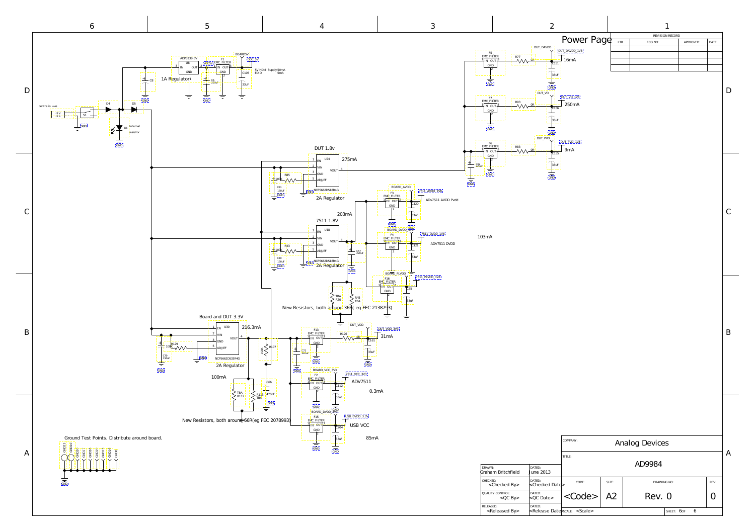# Power Page

| REVISION RECORD | | | |
|---|---|---|---|
| LTR | ECO NO: | APPROVED: | DATE: |
| | | | |

centre is +ve

J5 1, J5 2, S1, D4, D5, D6 internal resistor

ADP3338-5V U8 — 1A Regulator

C8, C6 220uF, F1 EMC_FILTER, BOARD5V, C105 33uF

5V HDMI Supply 50mA EDID 5mA

DUT 1.8v — U24 NCP5662DS18R4G — 2A Regulator — 275mA

R85 100k, C61 150uF

7511 1.8V — U18 NCP5662DS18R4G — 2A Regulator — 203mA

R43 100k, C30 150uF, C57 220uF

BOARD_AVDD — F3 EMC_FILTER — C120 33uF — 7511_AVDD_1V8 — ADV7511 AVDD Pvdd

BOARD_DVDD — F4 EMC_FILTER — C121 33uF — 7511_DVDD_1V8 — ADV7511 DVDD

103mA

BOARD_PLVDD — F16 EMC_FILTER — C55 33uF — 7511_PLVDD_1V8

R20 TBA, R45 TBA

New Resistors, both around 36R( eg FEC 2138793)

DUT_DAVDD — F5 EMC_FILTER — R77 0R — C151 33uF — DUT_DAVDD_1V8 — 16mA

DUT_VD — F7 EMC_FILTER — R93 0R — C156 33uF — DUT_VD_1V8 — 250mA

DUT_PVD — F6 EMC_FILTER — R83 0R — C155 33uF — DUT_PVD_1V8 — 9mA

C62 220uF

Board and DUT 3.3V — U30 NCP5662DS33R4G — 2A Regulator — 216.3mA

R129 100k, C70 150uF, R107 10k, C72 220uF

DUT_VDD — F13 EMC_FILTER — R126 0R — C161 33uF — DUT_VDD_3V3 — 31mA

BOARD_VCC_3V3 — F2 EMC_FILTER — C112 33uF — 7511_VCC_3V3 — ADV7511 — 0.3mA

BOARD_DVDD_3V3 — F15 EMC_FILTER — C204 33uF — USB_DVDD_3.3V — USB VCC — 85mA

100mA

R112 TBA, R113 TBA, C66 470nF

New Resistors, both around 66R(eg FEC 2078993)

Ground Test Points. Distribute around board.

GND23, GND10, GND7, GND11, GND6, GND13, GND12, GND16, GND8

| | | | | | |
|---|---|---|---|---|---|
| COMPANY: | Analog Devices | | | | |
| TITLE: | AD9984 | | | | |
| DRAWN: Graham Britchfield | DATED: June 2013 | | | | |
| CHECKED: <Checked By> | DATED: <Checked Date> | CODE: <Code> | SIZE: A2 | DRAWING NO: Rev. 0 | REV: 0 |
| QUALITY CONTROL: <QC By> | DATED: <QC Date> | | | | |
| RELEASED: <Released By> | DATED: <Release Date> | SCALE: <Scale> | | SHEET: 6 OF 6 | |